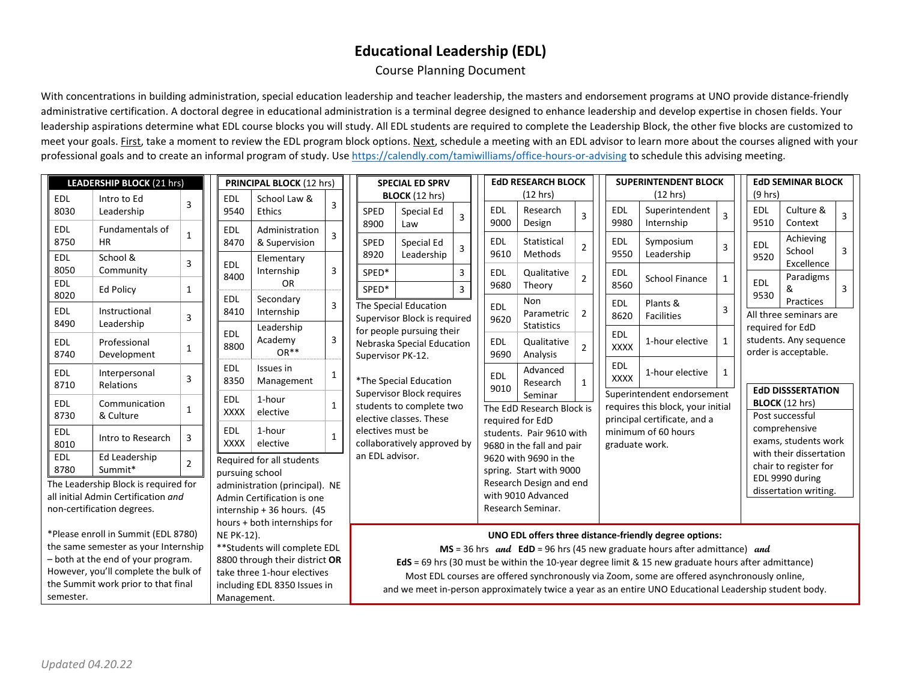# Educational Leadership (EDL)

Course Planning Document

With concentrations in building administration, special education leadership and teacher leadership, the masters and endorsement programs at UNO provide distance-friendly administrative certification. A doctoral degree in educational administration is a terminal degree designed to enhance leadership and develop expertise in chosen fields. Your leadership aspirations determine what EDL course blocks you will study. All EDL students are required to complete the Leadership Block, the other five blocks are customized to meet your goals. First, take a moment to review the EDL program block options. Next, schedule a meeting with an EDL advisor to learn more about the courses aligned with your professional goals and to create an informal program of study. Use https://calendly.com/tamiwilliams/office-hours-or-advising to schedule this advising meeting.

## LEADERSHIP BLOCK (21 hrs)

| Course | Title | Hrs |
|---|---|---|
| EDL 8030 | Intro to Ed Leadership | 3 |
| EDL 8750 | Fundamentals of HR | 1 |
| EDL 8050 | School & Community | 3 |
| EDL 8020 | Ed Policy | 1 |
| EDL 8490 | Instructional Leadership | 3 |
| EDL 8740 | Professional Development | 1 |
| EDL 8710 | Interpersonal Relations | 3 |
| EDL 8730 | Communication & Culture | 1 |
| EDL 8010 | Intro to Research | 3 |
| EDL 8780 | Ed Leadership Summit* | 2 |

The Leadership Block is required for all initial Admin Certification *and* non-certification degrees.

*Please enroll in Summit (EDL 8780) the same semester as your Internship – both at the end of your program. However, you'll complete the bulk of the Summit work prior to that final semester.

## PRINCIPAL BLOCK (12 hrs)

| Course | Title | Hrs |
|---|---|---|
| EDL 9540 | School Law & Ethics | 3 |
| EDL 8470 | Administration & Supervision | 3 |
| EDL 8400 | Elementary Internship OR | 3 |
| EDL 8410 | Secondary Internship | 3 |
| EDL 8800 | Leadership Academy OR** | 3 |
| EDL 8350 | Issues in Management | 1 |
| EDL XXXX | 1-hour elective | 1 |
| EDL XXXX | 1-hour elective | 1 |

Required for all students pursuing school administration (principal). NE Admin Certification is one internship + 36 hours. (45 hours + both internships for NE PK-12).

**Students will complete EDL 8800 through their district **OR** take three 1-hour electives including EDL 8350 Issues in Management.

## SPECIAL ED SPRV BLOCK (12 hrs)

| Course | Title | Hrs |
|---|---|---|
| SPED 8900 | Special Ed Law | 3 |
| SPED 8920 | Special Ed Leadership | 3 |
| SPED* | | 3 |
| SPED* | | 3 |

The Special Education Supervisor Block is required for people pursuing their Nebraska Special Education Supervisor PK-12.

*The Special Education Supervisor Block requires students to complete two elective classes. These electives must be collaboratively approved by an EDL advisor.

## EdD RESEARCH BLOCK (12 hrs)

| Course | Title | Hrs |
|---|---|---|
| EDL 9000 | Research Design | 3 |
| EDL 9610 | Statistical Methods | 2 |
| EDL 9680 | Qualitative Theory | 2 |
| EDL 9620 | Non Parametric Statistics | 2 |
| EDL 9690 | Qualitative Analysis | 2 |
| EDL 9010 | Advanced Research Seminar | 1 |

The EdD Research Block is required for EdD students. Pair 9610 with 9680 in the fall and pair 9620 with 9690 in the spring. Start with 9000 Research Design and end with 9010 Advanced Research Seminar.

## SUPERINTENDENT BLOCK (12 hrs)

| Course | Title | Hrs |
|---|---|---|
| EDL 9980 | Superintendent Internship | 3 |
| EDL 9550 | Symposium Leadership | 3 |
| EDL 8560 | School Finance | 1 |
| EDL 8620 | Plants & Facilities | 3 |
| EDL XXXX | 1-hour elective | 1 |
| EDL XXXX | 1-hour elective | 1 |

Superintendent endorsement requires this block, your initial principal certificate, and a minimum of 60 hours graduate work.

## EdD SEMINAR BLOCK (9 hrs)

| Course | Title | Hrs |
|---|---|---|
| EDL 9510 | Culture & Context | 3 |
| EDL 9520 | Achieving School Excellence | 3 |
| EDL 9530 | Paradigms & Practices | 3 |

All three seminars are required for EdD students. Any sequence order is acceptable.

## EdD DISSSERTATION BLOCK (12 hrs)

Post successful comprehensive exams, students work with their dissertation chair to register for EDL 9990 during dissertation writing.

---

**UNO EDL offers three distance-friendly degree options:**

**MS** = 36 hrs ***and*** **EdD** = 96 hrs (45 new graduate hours after admittance) ***and***

**EdS** = 69 hrs (30 must be within the 10-year degree limit & 15 new graduate hours after admittance)

Most EDL courses are offered synchronously via Zoom, some are offered asynchronously online, and we meet in-person approximately twice a year as an entire UNO Educational Leadership student body.

*Updated 04.20.22*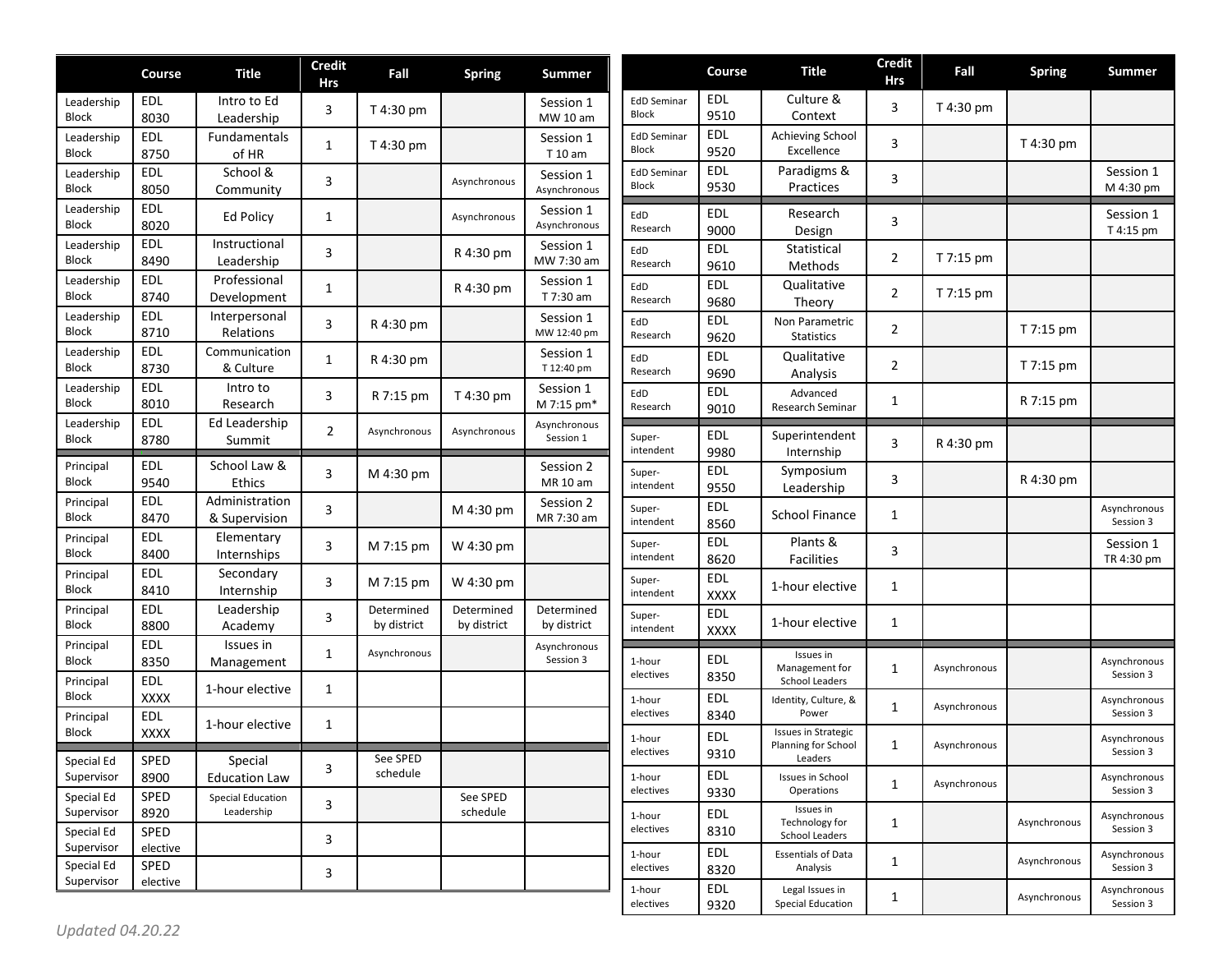| | Course | Title | Credit Hrs | Fall | Spring | Summer |
|---|---|---|---|---|---|---|
| Leadership Block | EDL 8030 | Intro to Ed Leadership | 3 | T 4:30 pm | | Session 1 MW 10 am |
| Leadership Block | EDL 8750 | Fundamentals of HR | 1 | T 4:30 pm | | Session 1 T 10 am |
| Leadership Block | EDL 8050 | School & Community | 3 | | Asynchronous | Session 1 Asynchronous |
| Leadership Block | EDL 8020 | Ed Policy | 1 | | Asynchronous | Session 1 Asynchronous |
| Leadership Block | EDL 8490 | Instructional Leadership | 3 | | R 4:30 pm | Session 1 MW 7:30 am |
| Leadership Block | EDL 8740 | Professional Development | 1 | | R 4:30 pm | Session 1 T 7:30 am |
| Leadership Block | EDL 8710 | Interpersonal Relations | 3 | R 4:30 pm | | Session 1 MW 12:40 pm |
| Leadership Block | EDL 8730 | Communication & Culture | 1 | R 4:30 pm | | Session 1 T 12:40 pm |
| Leadership Block | EDL 8010 | Intro to Research | 3 | R 7:15 pm | T 4:30 pm | Session 1 M 7:15 pm* |
| Leadership Block | EDL 8780 | Ed Leadership Summit | 2 | Asynchronous | Asynchronous | Asynchronous Session 1 |
| Principal Block | EDL 9540 | School Law & Ethics | 3 | M 4:30 pm | | Session 2 MR 10 am |
| Principal Block | EDL 8470 | Administration & Supervision | 3 | | M 4:30 pm | Session 2 MR 7:30 am |
| Principal Block | EDL 8400 | Elementary Internships | 3 | M 7:15 pm | W 4:30 pm | |
| Principal Block | EDL 8410 | Secondary Internship | 3 | M 7:15 pm | W 4:30 pm | |
| Principal Block | EDL 8800 | Leadership Academy | 3 | Determined by district | Determined by district | Determined by district |
| Principal Block | EDL 8350 | Issues in Management | 1 | Asynchronous | | Asynchronous Session 3 |
| Principal Block | EDL XXXX | 1-hour elective | 1 | | | |
| Principal Block | EDL XXXX | 1-hour elective | 1 | | | |
| Special Ed Supervisor | SPED 8900 | Special Education Law | 3 | See SPED schedule | | |
| Special Ed Supervisor | SPED 8920 | Special Education Leadership | 3 | | See SPED schedule | |
| Special Ed Supervisor | SPED elective | | 3 | | | |
| Special Ed Supervisor | SPED elective | | 3 | | | |

| | Course | Title | Credit Hrs | Fall | Spring | Summer |
|---|---|---|---|---|---|---|
| EdD Seminar Block | EDL 9510 | Culture & Context | 3 | T 4:30 pm | | |
| EdD Seminar Block | EDL 9520 | Achieving School Excellence | 3 | | T 4:30 pm | |
| EdD Seminar Block | EDL 9530 | Paradigms & Practices | 3 | | | Session 1 M 4:30 pm |
| EdD Research | EDL 9000 | Research Design | 3 | | | Session 1 T 4:15 pm |
| EdD Research | EDL 9610 | Statistical Methods | 2 | T 7:15 pm | | |
| EdD Research | EDL 9680 | Qualitative Theory | 2 | T 7:15 pm | | |
| EdD Research | EDL 9620 | Non Parametric Statistics | 2 | | T 7:15 pm | |
| EdD Research | EDL 9690 | Qualitative Analysis | 2 | | T 7:15 pm | |
| EdD Research | EDL 9010 | Advanced Research Seminar | 1 | | R 7:15 pm | |
| Super-intendent | EDL 9980 | Superintendent Internship | 3 | R 4:30 pm | | |
| Super-intendent | EDL 9550 | Symposium Leadership | 3 | | R 4:30 pm | |
| Super-intendent | EDL 8560 | School Finance | 1 | | | Asynchronous Session 3 |
| Super-intendent | EDL 8620 | Plants & Facilities | 3 | | | Session 1 TR 4:30 pm |
| Super-intendent | EDL XXXX | 1-hour elective | 1 | | | |
| Super-intendent | EDL XXXX | 1-hour elective | 1 | | | |
| 1-hour electives | EDL 8350 | Issues in Management for School Leaders | 1 | Asynchronous | | Asynchronous Session 3 |
| 1-hour electives | EDL 8340 | Identity, Culture, & Power | 1 | Asynchronous | | Asynchronous Session 3 |
| 1-hour electives | EDL 9310 | Issues in Strategic Planning for School Leaders | 1 | Asynchronous | | Asynchronous Session 3 |
| 1-hour electives | EDL 9330 | Issues in School Operations | 1 | Asynchronous | | Asynchronous Session 3 |
| 1-hour electives | EDL 8310 | Issues in Technology for School Leaders | 1 | | Asynchronous | Asynchronous Session 3 |
| 1-hour electives | EDL 8320 | Essentials of Data Analysis | 1 | | Asynchronous | Asynchronous Session 3 |
| 1-hour electives | EDL 9320 | Legal Issues in Special Education | 1 | | Asynchronous | Asynchronous Session 3 |

*Updated 04.20.22*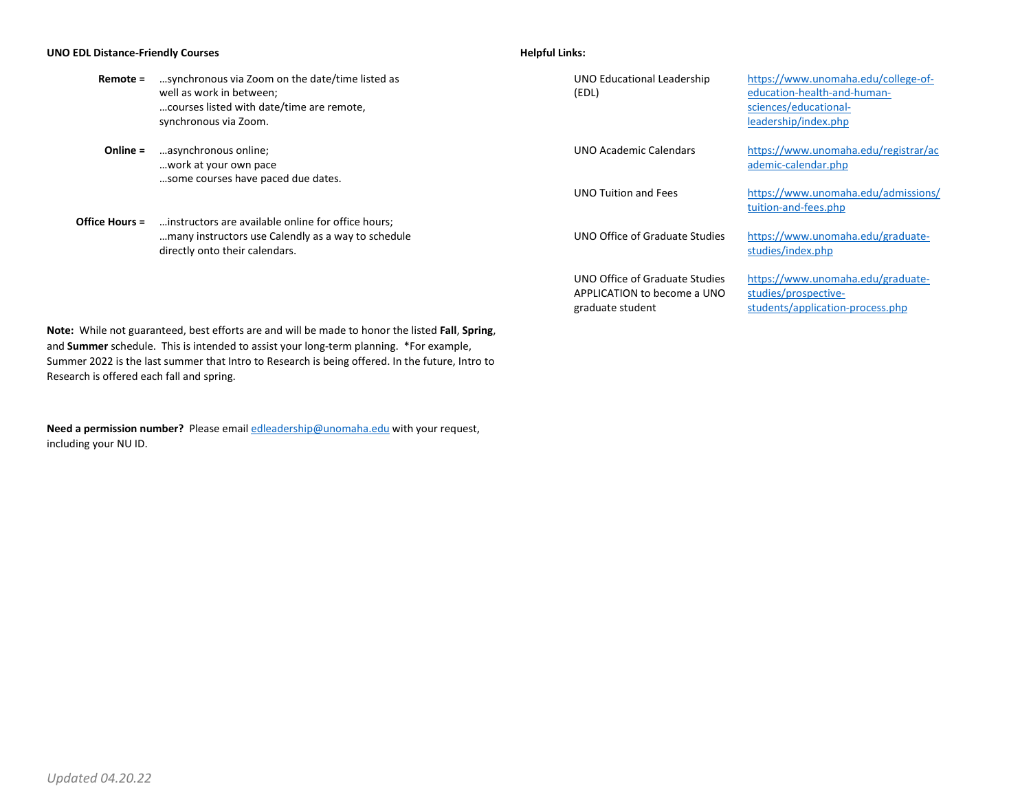**UNO EDL Distance-Friendly Courses**

**Remote =** …synchronous via Zoom on the date/time listed as well as work in between;
…courses listed with date/time are remote, synchronous via Zoom.

**Online =** …asynchronous online;
…work at your own pace
…some courses have paced due dates.

**Office Hours =** …instructors are available online for office hours;
…many instructors use Calendly as a way to schedule directly onto their calendars.

**Note:** While not guaranteed, best efforts are and will be made to honor the listed **Fall**, **Spring**, and **Summer** schedule. This is intended to assist your long-term planning. *For example, Summer 2022 is the last summer that Intro to Research is being offered. In the future, Intro to Research is offered each fall and spring.

**Need a permission number?** Please email edleadership@unomaha.edu with your request, including your NU ID.

**Helpful Links:**

| | |
|---|---|
| UNO Educational Leadership (EDL) | https://www.unomaha.edu/college-of-education-health-and-human-sciences/educational-leadership/index.php |
| UNO Academic Calendars | https://www.unomaha.edu/registrar/academic-calendar.php |
| UNO Tuition and Fees | https://www.unomaha.edu/admissions/tuition-and-fees.php |
| UNO Office of Graduate Studies | https://www.unomaha.edu/graduate-studies/index.php |
| UNO Office of Graduate Studies APPLICATION to become a UNO graduate student | https://www.unomaha.edu/graduate-studies/prospective-students/application-process.php |

*Updated 04.20.22*